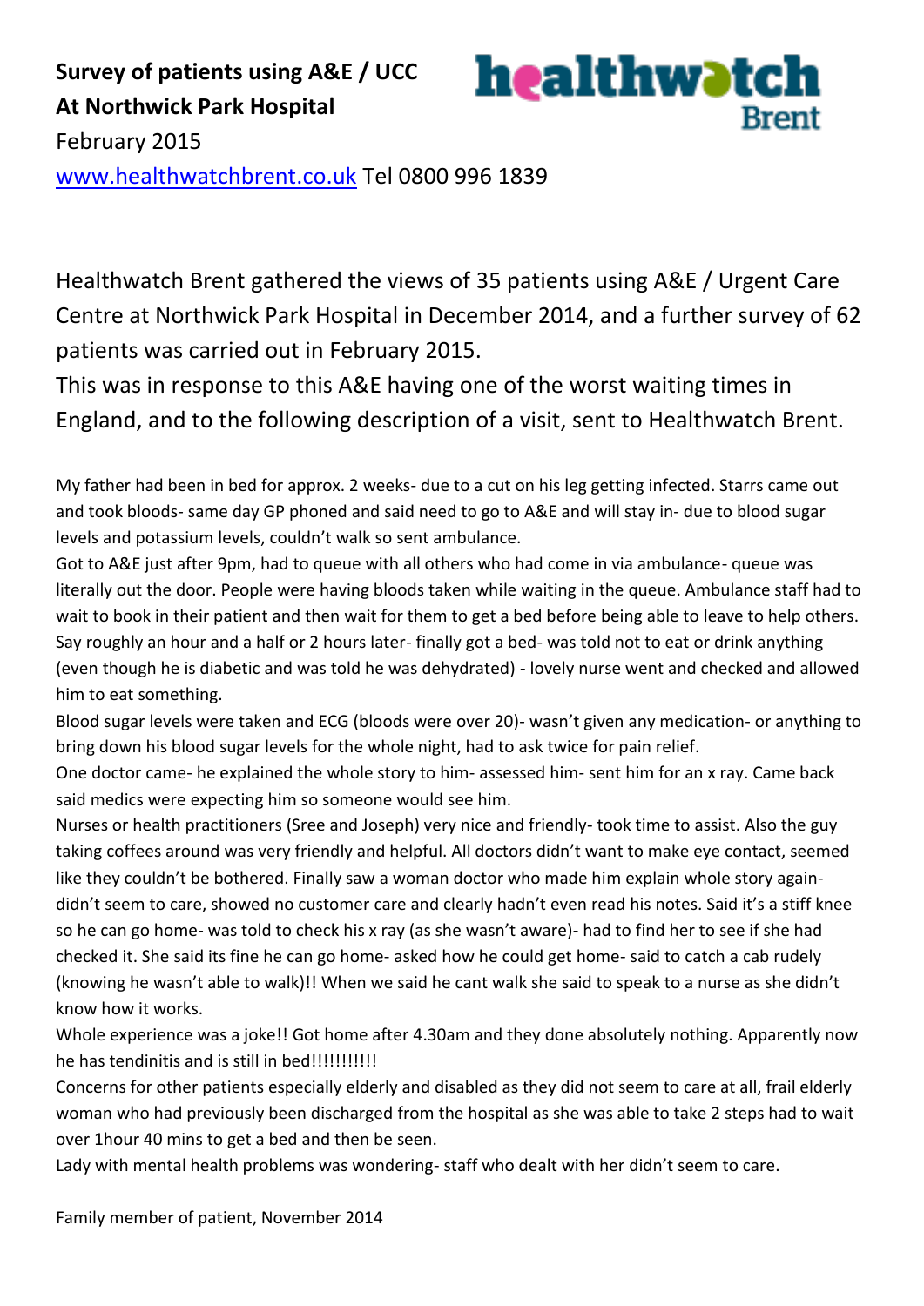**Survey of patients using A&E / UCC**
**At Northwick Park Hospital**

healthwatch Brent

February 2015

www.healthwatchbrent.co.uk Tel 0800 996 1839

Healthwatch Brent gathered the views of 35 patients using A&E / Urgent Care Centre at Northwick Park Hospital in December 2014, and a further survey of 62 patients was carried out in February 2015.

This was in response to this A&E having one of the worst waiting times in England, and to the following description of a visit, sent to Healthwatch Brent.

My father had been in bed for approx. 2 weeks- due to a cut on his leg getting infected. Starrs came out and took bloods- same day GP phoned and said need to go to A&E and will stay in- due to blood sugar levels and potassium levels, couldn't walk so sent ambulance.

Got to A&E just after 9pm, had to queue with all others who had come in via ambulance- queue was literally out the door. People were having bloods taken while waiting in the queue. Ambulance staff had to wait to book in their patient and then wait for them to get a bed before being able to leave to help others. Say roughly an hour and a half or 2 hours later- finally got a bed- was told not to eat or drink anything (even though he is diabetic and was told he was dehydrated) - lovely nurse went and checked and allowed him to eat something.

Blood sugar levels were taken and ECG (bloods were over 20)- wasn't given any medication- or anything to bring down his blood sugar levels for the whole night, had to ask twice for pain relief.

One doctor came- he explained the whole story to him- assessed him- sent him for an x ray. Came back said medics were expecting him so someone would see him.

Nurses or health practitioners (Sree and Joseph) very nice and friendly- took time to assist. Also the guy taking coffees around was very friendly and helpful. All doctors didn't want to make eye contact, seemed like they couldn't be bothered. Finally saw a woman doctor who made him explain whole story again- didn't seem to care, showed no customer care and clearly hadn't even read his notes. Said it's a stiff knee so he can go home- was told to check his x ray (as she wasn't aware)- had to find her to see if she had checked it. She said its fine he can go home- asked how he could get home- said to catch a cab rudely (knowing he wasn't able to walk)!! When we said he cant walk she said to speak to a nurse as she didn't know how it works.

Whole experience was a joke!! Got home after 4.30am and they done absolutely nothing. Apparently now he has tendinitis and is still in bed!!!!!!!!!!!

Concerns for other patients especially elderly and disabled as they did not seem to care at all, frail elderly woman who had previously been discharged from the hospital as she was able to take 2 steps had to wait over 1hour 40 mins to get a bed and then be seen.

Lady with mental health problems was wondering- staff who dealt with her didn't seem to care.

Family member of patient, November 2014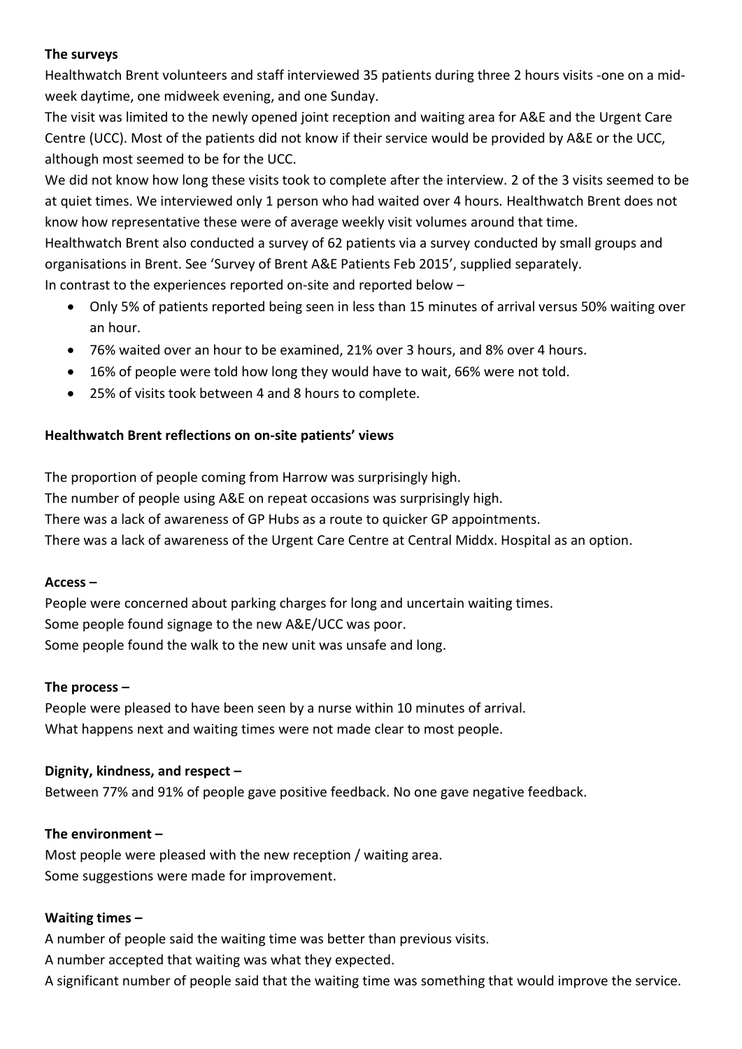**The surveys**

Healthwatch Brent volunteers and staff interviewed 35 patients during three 2 hours visits -one on a mid-week daytime, one midweek evening, and one Sunday.

The visit was limited to the newly opened joint reception and waiting area for A&E and the Urgent Care Centre (UCC). Most of the patients did not know if their service would be provided by A&E or the UCC, although most seemed to be for the UCC.

We did not know how long these visits took to complete after the interview. 2 of the 3 visits seemed to be at quiet times. We interviewed only 1 person who had waited over 4 hours. Healthwatch Brent does not know how representative these were of average weekly visit volumes around that time.

Healthwatch Brent also conducted a survey of 62 patients via a survey conducted by small groups and organisations in Brent. See 'Survey of Brent A&E Patients Feb 2015', supplied separately.

In contrast to the experiences reported on-site and reported below –

- Only 5% of patients reported being seen in less than 15 minutes of arrival versus 50% waiting over an hour.
- 76% waited over an hour to be examined, 21% over 3 hours, and 8% over 4 hours.
- 16% of people were told how long they would have to wait, 66% were not told.
- 25% of visits took between 4 and 8 hours to complete.

**Healthwatch Brent reflections on on-site patients' views**

The proportion of people coming from Harrow was surprisingly high.
The number of people using A&E on repeat occasions was surprisingly high.
There was a lack of awareness of GP Hubs as a route to quicker GP appointments.
There was a lack of awareness of the Urgent Care Centre at Central Middx. Hospital as an option.

**Access –**

People were concerned about parking charges for long and uncertain waiting times.
Some people found signage to the new A&E/UCC was poor.
Some people found the walk to the new unit was unsafe and long.

**The process –**

People were pleased to have been seen by a nurse within 10 minutes of arrival.
What happens next and waiting times were not made clear to most people.

**Dignity, kindness, and respect –**

Between 77% and 91% of people gave positive feedback. No one gave negative feedback.

**The environment –**

Most people were pleased with the new reception / waiting area.
Some suggestions were made for improvement.

**Waiting times –**

A number of people said the waiting time was better than previous visits.
A number accepted that waiting was what they expected.
A significant number of people said that the waiting time was something that would improve the service.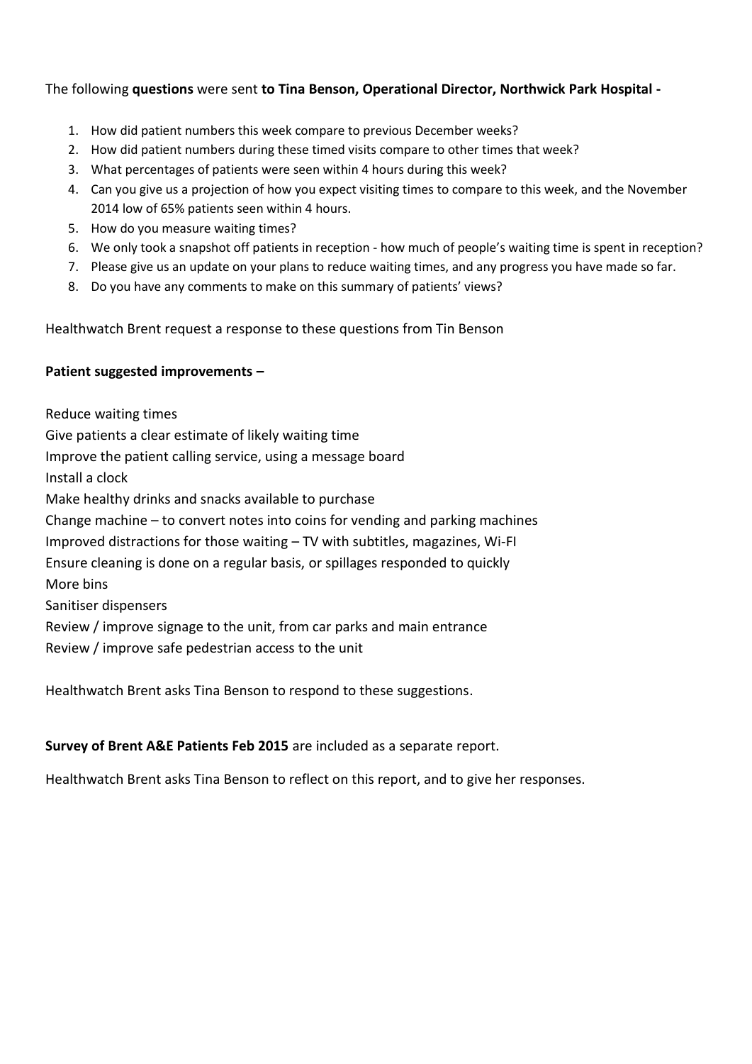The following **questions** were sent **to Tina Benson, Operational Director, Northwick Park Hospital -**

1. How did patient numbers this week compare to previous December weeks?
2. How did patient numbers during these timed visits compare to other times that week?
3. What percentages of patients were seen within 4 hours during this week?
4. Can you give us a projection of how you expect visiting times to compare to this week, and the November 2014 low of 65% patients seen within 4 hours.
5. How do you measure waiting times?
6. We only took a snapshot off patients in reception - how much of people's waiting time is spent in reception?
7. Please give us an update on your plans to reduce waiting times, and any progress you have made so far.
8. Do you have any comments to make on this summary of patients' views?

Healthwatch Brent request a response to these questions from Tin Benson

**Patient suggested improvements –**

Reduce waiting times
Give patients a clear estimate of likely waiting time
Improve the patient calling service, using a message board
Install a clock
Make healthy drinks and snacks available to purchase
Change machine – to convert notes into coins for vending and parking machines
Improved distractions for those waiting – TV with subtitles, magazines, Wi-FI
Ensure cleaning is done on a regular basis, or spillages responded to quickly
More bins
Sanitiser dispensers
Review / improve signage to the unit, from car parks and main entrance
Review / improve safe pedestrian access to the unit

Healthwatch Brent asks Tina Benson to respond to these suggestions.

**Survey of Brent A&E Patients Feb 2015** are included as a separate report.

Healthwatch Brent asks Tina Benson to reflect on this report, and to give her responses.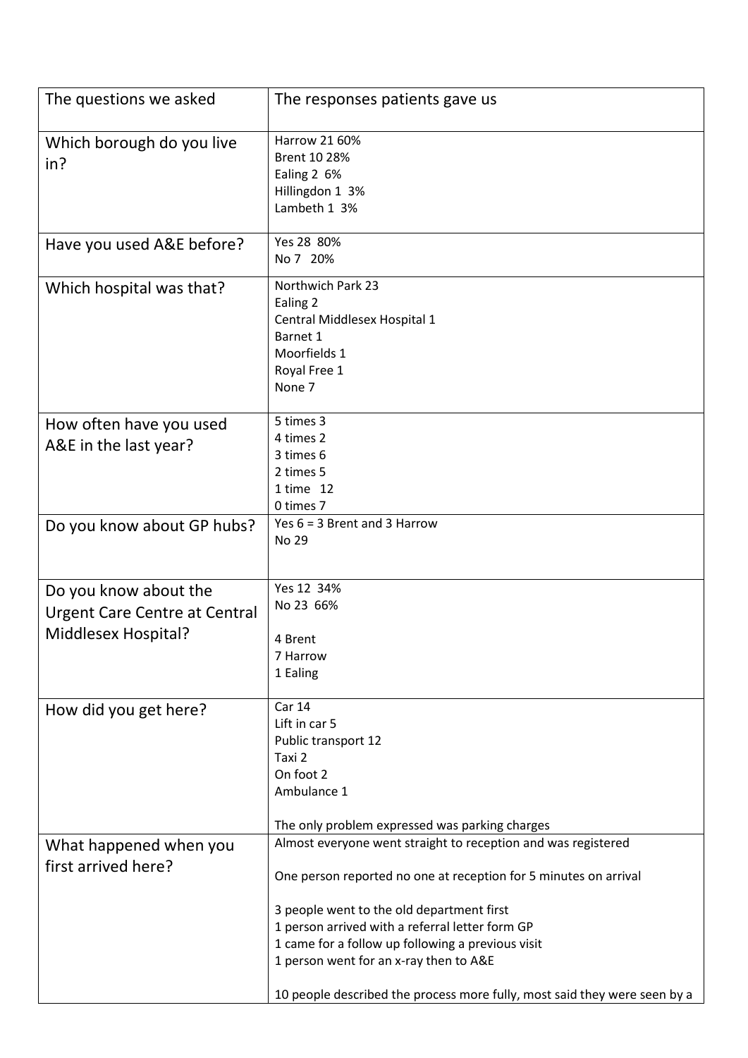| The questions we asked | The responses patients gave us |
| --- | --- |
| Which borough do you live in? | Harrow 21 60%<br>Brent 10 28%<br>Ealing 2 6%<br>Hillingdon 1 3%<br>Lambeth 1 3% |
| Have you used A&E before? | Yes 28 80%<br>No 7 20% |
| Which hospital was that? | Northwich Park 23<br>Ealing 2<br>Central Middlesex Hospital 1<br>Barnet 1<br>Moorfields 1<br>Royal Free 1<br>None 7 |
| How often have you used A&E in the last year? | 5 times 3<br>4 times 2<br>3 times 6<br>2 times 5<br>1 time 12<br>0 times 7 |
| Do you know about GP hubs? | Yes 6 = 3 Brent and 3 Harrow<br>No 29 |
| Do you know about the Urgent Care Centre at Central Middlesex Hospital? | Yes 12 34%<br>No 23 66%<br><br>4 Brent<br>7 Harrow<br>1 Ealing |
| How did you get here? | Car 14<br>Lift in car 5<br>Public transport 12<br>Taxi 2<br>On foot 2<br>Ambulance 1<br><br>The only problem expressed was parking charges |
| What happened when you first arrived here? | Almost everyone went straight to reception and was registered<br><br>One person reported no one at reception for 5 minutes on arrival<br><br>3 people went to the old department first<br>1 person arrived with a referral letter form GP<br>1 came for a follow up following a previous visit<br>1 person went for an x-ray then to A&E<br><br>10 people described the process more fully, most said they were seen by a |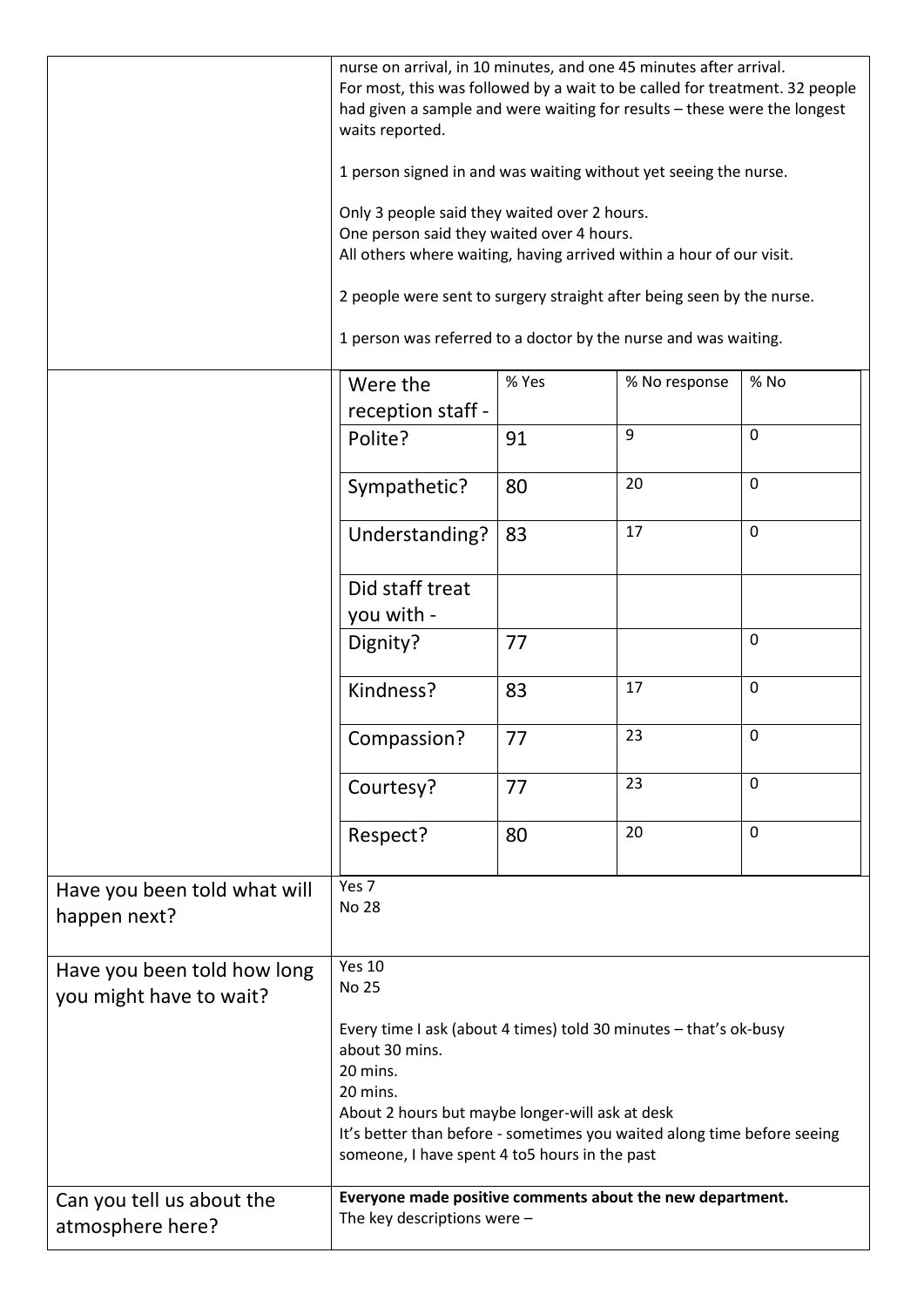| | |
|---|---|
| | nurse on arrival, in 10 minutes, and one 45 minutes after arrival.<br>For most, this was followed by a wait to be called for treatment. 32 people had given a sample and were waiting for results – these were the longest waits reported.<br><br>1 person signed in and was waiting without yet seeing the nurse.<br><br>Only 3 people said they waited over 2 hours.<br>One person said they waited over 4 hours.<br>All others where waiting, having arrived within a hour of our visit.<br><br>2 people were sent to surgery straight after being seen by the nurse.<br><br>1 person was referred to a doctor by the nurse and was waiting. |

| Were the reception staff - | % Yes | % No response | % No |
|---|---|---|---|
| Polite? | 91 | 9 | 0 |
| Sympathetic? | 80 | 20 | 0 |
| Understanding? | 83 | 17 | 0 |
| Did staff treat you with - | | | |
| Dignity? | 77 | | 0 |
| Kindness? | 83 | 17 | 0 |
| Compassion? | 77 | 23 | 0 |
| Courtesy? | 77 | 23 | 0 |
| Respect? | 80 | 20 | 0 |

| | |
|---|---|
| Have you been told what will happen next? | Yes 7<br>No 28 |
| Have you been told how long you might have to wait? | Yes 10<br>No 25<br><br>Every time I ask (about 4 times) told 30 minutes – that's ok-busy<br>about 30 mins.<br>20 mins.<br>20 mins.<br>About 2 hours but maybe longer-will ask at desk<br>It's better than before - sometimes you waited along time before seeing someone, I have spent 4 to5 hours in the past |
| Can you tell us about the atmosphere here? | **Everyone made positive comments about the new department.**<br>The key descriptions were – |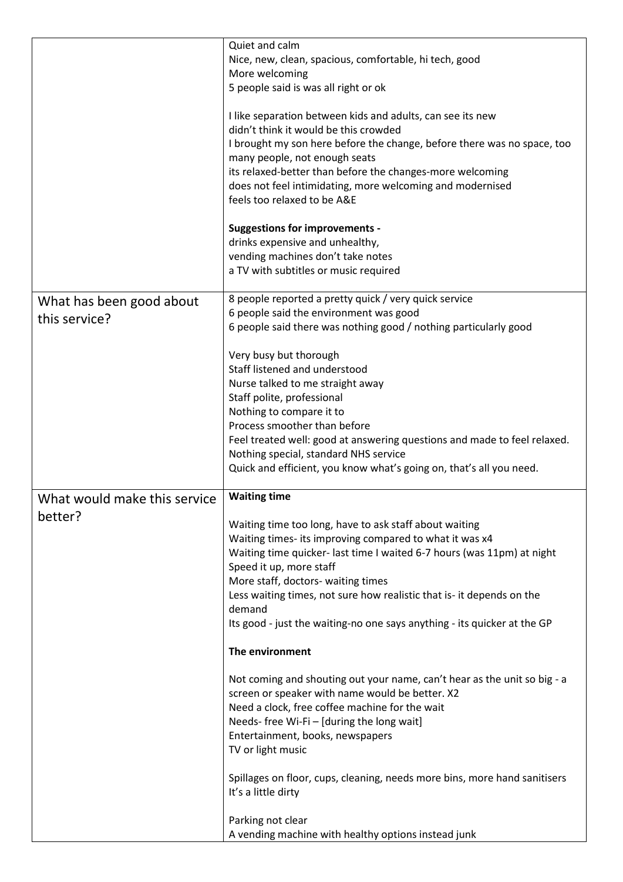| | |
|---|---|
| | Quiet and calm<br>Nice, new, clean, spacious, comfortable, hi tech, good<br>More welcoming<br>5 people said is was all right or ok<br><br>I like separation between kids and adults, can see its new<br>didn't think it would be this crowded<br>I brought my son here before the change, before there was no space, too many people, not enough seats<br>its relaxed-better than before the changes-more welcoming<br>does not feel intimidating, more welcoming and modernised<br>feels too relaxed to be A&E<br><br>**Suggestions for improvements -**<br>drinks expensive and unhealthy,<br>vending machines don't take notes<br>a TV with subtitles or music required |
| What has been good about this service? | 8 people reported a pretty quick / very quick service<br>6 people said the environment was good<br>6 people said there was nothing good / nothing particularly good<br><br>Very busy but thorough<br>Staff listened and understood<br>Nurse talked to me straight away<br>Staff polite, professional<br>Nothing to compare it to<br>Process smoother than before<br>Feel treated well: good at answering questions and made to feel relaxed.<br>Nothing special, standard NHS service<br>Quick and efficient, you know what's going on, that's all you need. |
| What would make this service better? | **Waiting time**<br><br>Waiting time too long, have to ask staff about waiting<br>Waiting times- its improving compared to what it was x4<br>Waiting time quicker- last time I waited 6-7 hours (was 11pm) at night<br>Speed it up, more staff<br>More staff, doctors- waiting times<br>Less waiting times, not sure how realistic that is- it depends on the demand<br>Its good - just the waiting-no one says anything - its quicker at the GP<br><br>**The environment**<br><br>Not coming and shouting out your name, can't hear as the unit so big - a screen or speaker with name would be better. X2<br>Need a clock, free coffee machine for the wait<br>Needs- free Wi-Fi – [during the long wait]<br>Entertainment, books, newspapers<br>TV or light music<br><br>Spillages on floor, cups, cleaning, needs more bins, more hand sanitisers<br>It's a little dirty<br><br>Parking not clear<br>A vending machine with healthy options instead junk |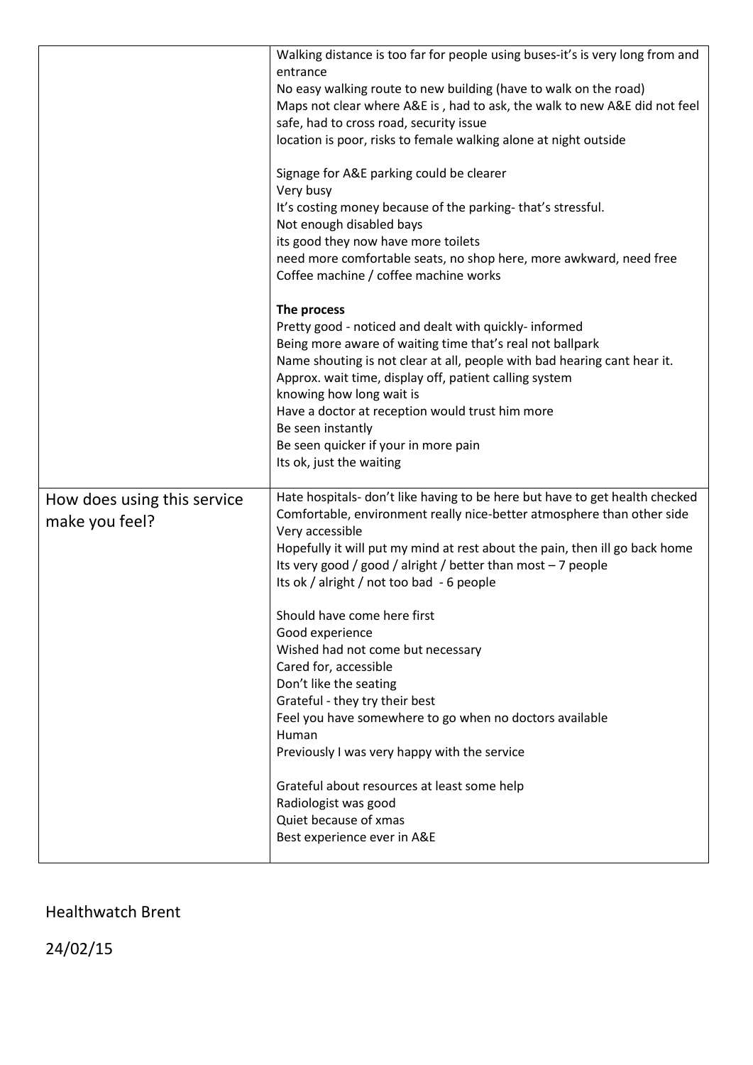| | |
|---|---|
| | Walking distance is too far for people using buses-it's is very long from and entrance<br>No easy walking route to new building (have to walk on the road)<br>Maps not clear where A&E is , had to ask, the walk to new A&E did not feel safe, had to cross road, security issue<br>location is poor, risks to female walking alone at night outside<br><br>Signage for A&E parking could be clearer<br>Very busy<br>It's costing money because of the parking- that's stressful.<br>Not enough disabled bays<br>its good they now have more toilets<br>need more comfortable seats, no shop here, more awkward, need free Coffee machine / coffee machine works<br><br>**The process**<br>Pretty good - noticed and dealt with quickly- informed<br>Being more aware of waiting time that's real not ballpark<br>Name shouting is not clear at all, people with bad hearing cant hear it.<br>Approx. wait time, display off, patient calling system<br>knowing how long wait is<br>Have a doctor at reception would trust him more<br>Be seen instantly<br>Be seen quicker if your in more pain<br>Its ok, just the waiting |
| How does using this service make you feel? | Hate hospitals- don't like having to be here but have to get health checked<br>Comfortable, environment really nice-better atmosphere than other side<br>Very accessible<br>Hopefully it will put my mind at rest about the pain, then ill go back home<br>Its very good / good / alright / better than most – 7 people<br>Its ok / alright / not too bad - 6 people<br><br>Should have come here first<br>Good experience<br>Wished had not come but necessary<br>Cared for, accessible<br>Don't like the seating<br>Grateful - they try their best<br>Feel you have somewhere to go when no doctors available<br>Human<br>Previously I was very happy with the service<br><br>Grateful about resources at least some help<br>Radiologist was good<br>Quiet because of xmas<br>Best experience ever in A&E |

Healthwatch Brent

24/02/15